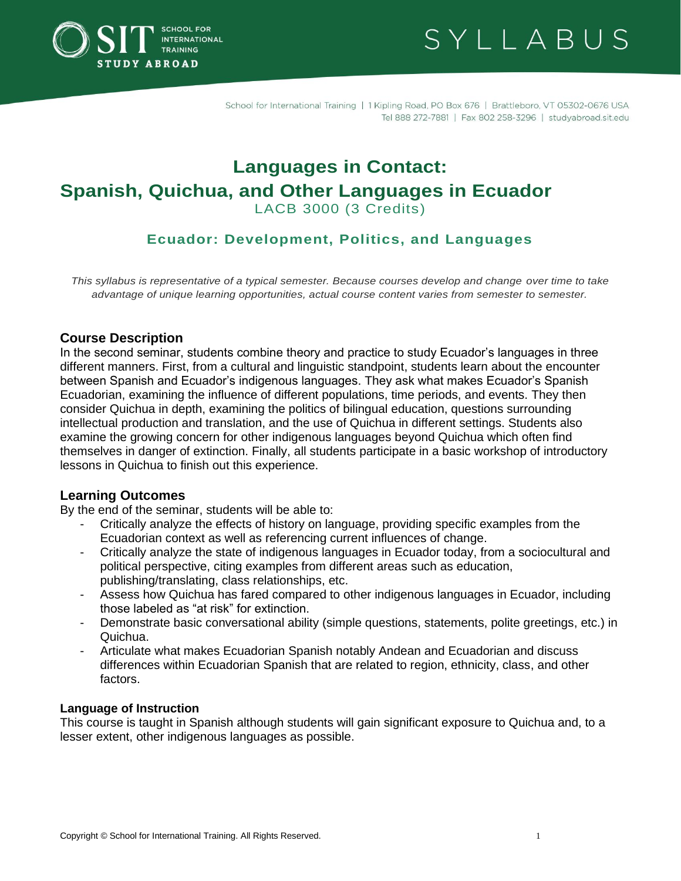SIT SCHOOL FOR INTERNATIONAL TRAINING STUDY ABROAD

SYLLABUS

School for International Training | 1 Kipling Road, PO Box 676 | Brattleboro, VT 05302-0676 USA
Tel 888 272-7881 | Fax 802 258-3296 | studyabroad.sit.edu

# Languages in Contact: Spanish, Quichua, and Other Languages in Ecuador

LACB 3000 (3 Credits)

## Ecuador: Development, Politics, and Languages

*This syllabus is representative of a typical semester. Because courses develop and change over time to take advantage of unique learning opportunities, actual course content varies from semester to semester.*

### Course Description

In the second seminar, students combine theory and practice to study Ecuador's languages in three different manners. First, from a cultural and linguistic standpoint, students learn about the encounter between Spanish and Ecuador's indigenous languages. They ask what makes Ecuador's Spanish Ecuadorian, examining the influence of different populations, time periods, and events. They then consider Quichua in depth, examining the politics of bilingual education, questions surrounding intellectual production and translation, and the use of Quichua in different settings. Students also examine the growing concern for other indigenous languages beyond Quichua which often find themselves in danger of extinction. Finally, all students participate in a basic workshop of introductory lessons in Quichua to finish out this experience.

### Learning Outcomes

By the end of the seminar, students will be able to:

- Critically analyze the effects of history on language, providing specific examples from the Ecuadorian context as well as referencing current influences of change.
- Critically analyze the state of indigenous languages in Ecuador today, from a sociocultural and political perspective, citing examples from different areas such as education, publishing/translating, class relationships, etc.
- Assess how Quichua has fared compared to other indigenous languages in Ecuador, including those labeled as "at risk" for extinction.
- Demonstrate basic conversational ability (simple questions, statements, polite greetings, etc.) in Quichua.
- Articulate what makes Ecuadorian Spanish notably Andean and Ecuadorian and discuss differences within Ecuadorian Spanish that are related to region, ethnicity, class, and other factors.

### Language of Instruction

This course is taught in Spanish although students will gain significant exposure to Quichua and, to a lesser extent, other indigenous languages as possible.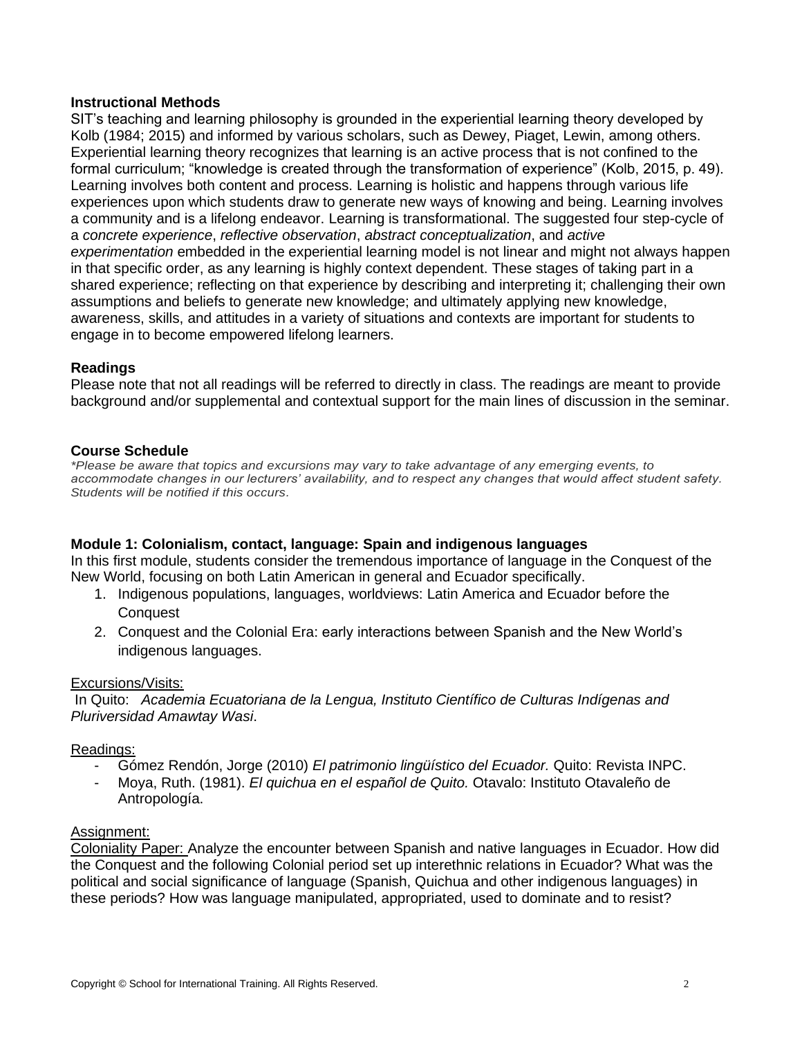**Instructional Methods**

SIT's teaching and learning philosophy is grounded in the experiential learning theory developed by Kolb (1984; 2015) and informed by various scholars, such as Dewey, Piaget, Lewin, among others. Experiential learning theory recognizes that learning is an active process that is not confined to the formal curriculum; "knowledge is created through the transformation of experience" (Kolb, 2015, p. 49). Learning involves both content and process. Learning is holistic and happens through various life experiences upon which students draw to generate new ways of knowing and being. Learning involves a community and is a lifelong endeavor. Learning is transformational. The suggested four step-cycle of a *concrete experience*, *reflective observation*, *abstract conceptualization*, and *active experimentation* embedded in the experiential learning model is not linear and might not always happen in that specific order, as any learning is highly context dependent. These stages of taking part in a shared experience; reflecting on that experience by describing and interpreting it; challenging their own assumptions and beliefs to generate new knowledge; and ultimately applying new knowledge, awareness, skills, and attitudes in a variety of situations and contexts are important for students to engage in to become empowered lifelong learners.

**Readings**

Please note that not all readings will be referred to directly in class. The readings are meant to provide background and/or supplemental and contextual support for the main lines of discussion in the seminar.

**Course Schedule**

*\*Please be aware that topics and excursions may vary to take advantage of any emerging events, to accommodate changes in our lecturers' availability, and to respect any changes that would affect student safety. Students will be notified if this occurs.*

**Module 1: Colonialism, contact, language: Spain and indigenous languages**

In this first module, students consider the tremendous importance of language in the Conquest of the New World, focusing on both Latin American in general and Ecuador specifically.

1. Indigenous populations, languages, worldviews: Latin America and Ecuador before the Conquest
2. Conquest and the Colonial Era: early interactions between Spanish and the New World's indigenous languages.

<u>Excursions/Visits:</u>

In Quito: *Academia Ecuatoriana de la Lengua, Instituto Científico de Culturas Indígenas and Pluriversidad Amawtay Wasi*.

<u>Readings:</u>

- Gómez Rendón, Jorge (2010) *El patrimonio lingüístico del Ecuador.* Quito: Revista INPC.
- Moya, Ruth. (1981). *El quichua en el español de Quito.* Otavalo: Instituto Otavaleño de Antropología.

<u>Assignment:</u>

<u>Coloniality Paper:</u> Analyze the encounter between Spanish and native languages in Ecuador. How did the Conquest and the following Colonial period set up interethnic relations in Ecuador? What was the political and social significance of language (Spanish, Quichua and other indigenous languages) in these periods? How was language manipulated, appropriated, used to dominate and to resist?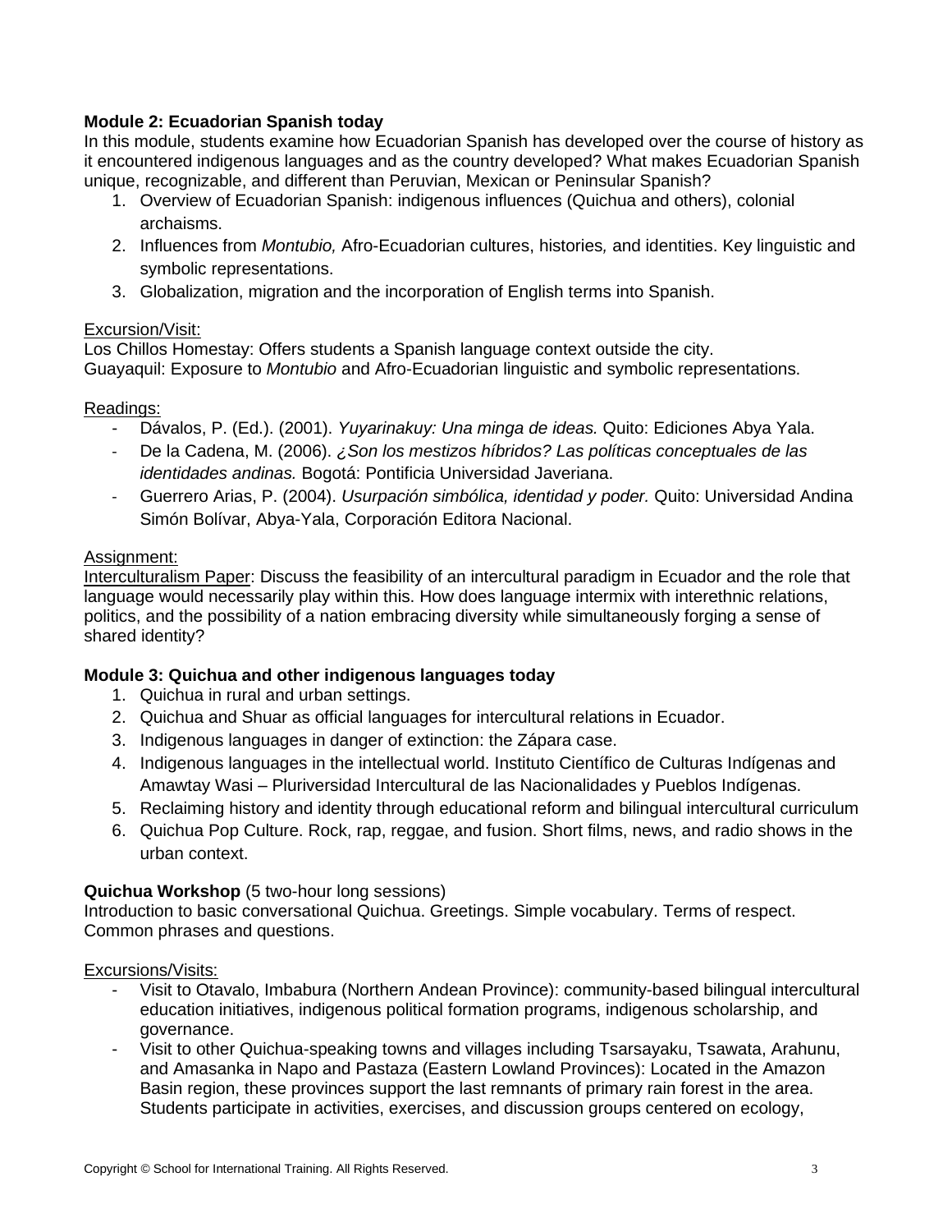**Module 2: Ecuadorian Spanish today**

In this module, students examine how Ecuadorian Spanish has developed over the course of history as it encountered indigenous languages and as the country developed? What makes Ecuadorian Spanish unique, recognizable, and different than Peruvian, Mexican or Peninsular Spanish?

1. Overview of Ecuadorian Spanish: indigenous influences (Quichua and others), colonial archaisms.
2. Influences from *Montubio,* Afro-Ecuadorian cultures, histories, and identities. Key linguistic and symbolic representations.
3. Globalization, migration and the incorporation of English terms into Spanish.

<u>Excursion/Visit:</u>

Los Chillos Homestay: Offers students a Spanish language context outside the city.
Guayaquil: Exposure to *Montubio* and Afro-Ecuadorian linguistic and symbolic representations.

<u>Readings:</u>

- Dávalos, P. (Ed.). (2001). *Yuyarinakuy: Una minga de ideas.* Quito: Ediciones Abya Yala.
- De la Cadena, M. (2006). *¿Son los mestizos híbridos? Las políticas conceptuales de las identidades andinas.* Bogotá: Pontificia Universidad Javeriana.
- Guerrero Arias, P. (2004). *Usurpación simbólica, identidad y poder.* Quito: Universidad Andina Simón Bolívar, Abya-Yala, Corporación Editora Nacional.

<u>Assignment:</u>

<u>Interculturalism Paper</u>: Discuss the feasibility of an intercultural paradigm in Ecuador and the role that language would necessarily play within this. How does language intermix with interethnic relations, politics, and the possibility of a nation embracing diversity while simultaneously forging a sense of shared identity?

**Module 3: Quichua and other indigenous languages today**

1. Quichua in rural and urban settings.
2. Quichua and Shuar as official languages for intercultural relations in Ecuador.
3. Indigenous languages in danger of extinction: the Zápara case.
4. Indigenous languages in the intellectual world. Instituto Científico de Culturas Indígenas and Amawtay Wasi – Pluriversidad Intercultural de las Nacionalidades y Pueblos Indígenas.
5. Reclaiming history and identity through educational reform and bilingual intercultural curriculum
6. Quichua Pop Culture. Rock, rap, reggae, and fusion. Short films, news, and radio shows in the urban context.

**Quichua Workshop** (5 two-hour long sessions)

Introduction to basic conversational Quichua. Greetings. Simple vocabulary. Terms of respect. Common phrases and questions.

<u>Excursions/Visits:</u>

- Visit to Otavalo, Imbabura (Northern Andean Province): community-based bilingual intercultural education initiatives, indigenous political formation programs, indigenous scholarship, and governance.
- Visit to other Quichua-speaking towns and villages including Tsarsayaku, Tsawata, Arahunu, and Amasanka in Napo and Pastaza (Eastern Lowland Provinces): Located in the Amazon Basin region, these provinces support the last remnants of primary rain forest in the area. Students participate in activities, exercises, and discussion groups centered on ecology,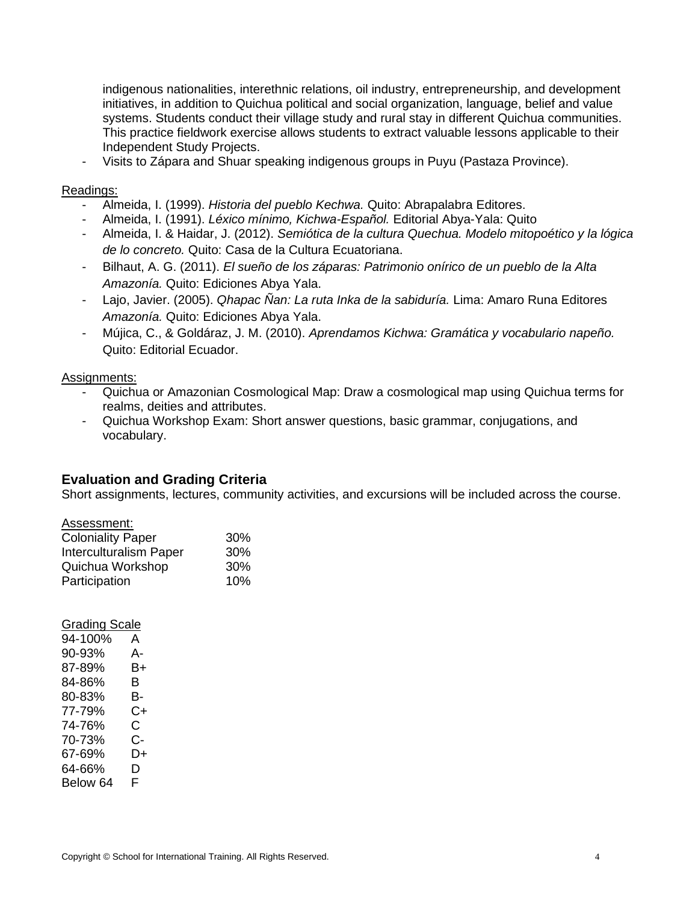indigenous nationalities, interethnic relations, oil industry, entrepreneurship, and development initiatives, in addition to Quichua political and social organization, language, belief and value systems. Students conduct their village study and rural stay in different Quichua communities. This practice fieldwork exercise allows students to extract valuable lessons applicable to their Independent Study Projects.
- Visits to Zápara and Shuar speaking indigenous groups in Puyu (Pastaza Province).

Readings:
- Almeida, I. (1999). *Historia del pueblo Kechwa.* Quito: Abrapalabra Editores.
- Almeida, I. (1991). *Léxico mínimo, Kichwa-Español.* Editorial Abya-Yala: Quito
- Almeida, I. & Haidar, J. (2012). *Semiótica de la cultura Quechua. Modelo mitopoético y la lógica de lo concreto.* Quito: Casa de la Cultura Ecuatoriana.
- Bilhaut, A. G. (2011). *El sueño de los záparas: Patrimonio onírico de un pueblo de la Alta Amazonía.* Quito: Ediciones Abya Yala.
- Lajo, Javier. (2005). *Qhapac Ñan: La ruta Inka de la sabiduría.* Lima: Amaro Runa Editores *Amazonía.* Quito: Ediciones Abya Yala.
- Mújica, C., & Goldáraz, J. M. (2010). *Aprendamos Kichwa: Gramática y vocabulario napeño.* Quito: Editorial Ecuador.

Assignments:
- Quichua or Amazonian Cosmological Map: Draw a cosmological map using Quichua terms for realms, deities and attributes.
- Quichua Workshop Exam: Short answer questions, basic grammar, conjugations, and vocabulary.

## Evaluation and Grading Criteria

Short assignments, lectures, community activities, and excursions will be included across the course.

Assessment:

| | |
|---|---|
| Coloniality Paper | 30% |
| Interculturalism Paper | 30% |
| Quichua Workshop | 30% |
| Participation | 10% |

Grading Scale

| | |
|---|---|
| 94-100% | A |
| 90-93% | A- |
| 87-89% | B+ |
| 84-86% | B |
| 80-83% | B- |
| 77-79% | C+ |
| 74-76% | C |
| 70-73% | C- |
| 67-69% | D+ |
| 64-66% | D |
| Below 64 | F |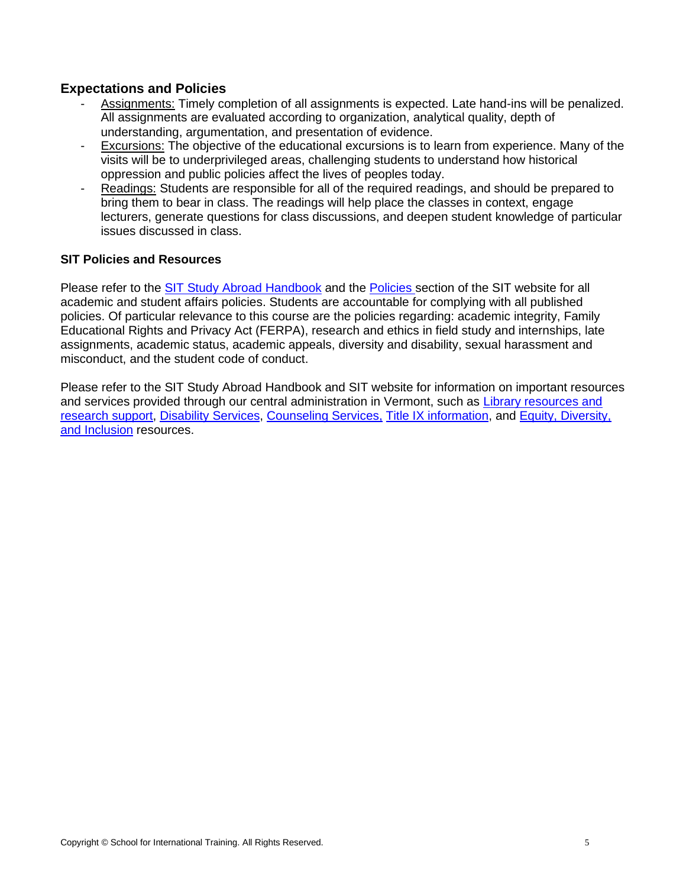## Expectations and Policies

- Assignments: Timely completion of all assignments is expected. Late hand-ins will be penalized. All assignments are evaluated according to organization, analytical quality, depth of understanding, argumentation, and presentation of evidence.
- Excursions: The objective of the educational excursions is to learn from experience. Many of the visits will be to underprivileged areas, challenging students to understand how historical oppression and public policies affect the lives of peoples today.
- Readings: Students are responsible for all of the required readings, and should be prepared to bring them to bear in class. The readings will help place the classes in context, engage lecturers, generate questions for class discussions, and deepen student knowledge of particular issues discussed in class.

### SIT Policies and Resources

Please refer to the SIT Study Abroad Handbook and the Policies section of the SIT website for all academic and student affairs policies. Students are accountable for complying with all published policies. Of particular relevance to this course are the policies regarding: academic integrity, Family Educational Rights and Privacy Act (FERPA), research and ethics in field study and internships, late assignments, academic status, academic appeals, diversity and disability, sexual harassment and misconduct, and the student code of conduct.

Please refer to the SIT Study Abroad Handbook and SIT website for information on important resources and services provided through our central administration in Vermont, such as Library resources and research support, Disability Services, Counseling Services, Title IX information, and Equity, Diversity, and Inclusion resources.

Copyright © School for International Training. All Rights Reserved.